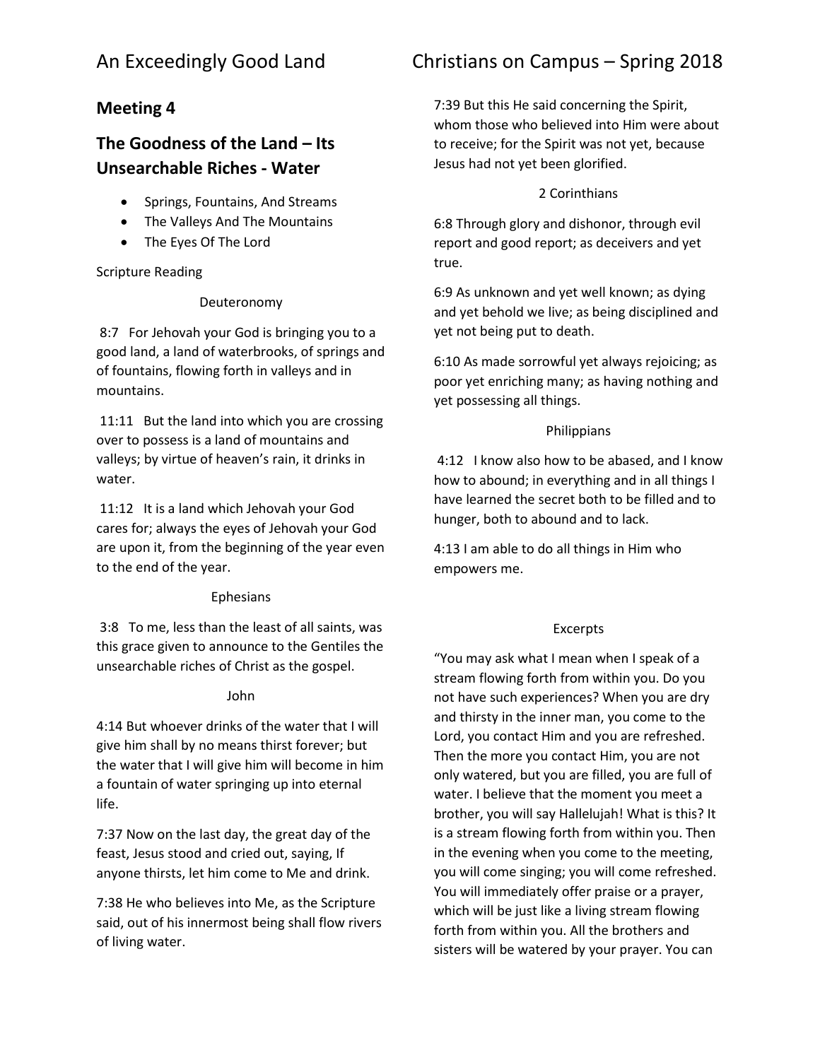## Meeting 4

## The Goodness of the Land – Its Unsearchable Riches - Water

- Springs, Fountains, And Streams
- The Valleys And The Mountains
- The Eyes Of The Lord

Scripture Reading

Deuteronomy

8:7 For Jehovah your God is bringing you to a good land, a land of waterbrooks, of springs and of fountains, flowing forth in valleys and in mountains.

11:11 But the land into which you are crossing over to possess is a land of mountains and valleys; by virtue of heaven's rain, it drinks in water.

11:12 It is a land which Jehovah your God cares for; always the eyes of Jehovah your God are upon it, from the beginning of the year even to the end of the year.

Ephesians

3:8 To me, less than the least of all saints, was this grace given to announce to the Gentiles the unsearchable riches of Christ as the gospel.

John

4:14 But whoever drinks of the water that I will give him shall by no means thirst forever; but the water that I will give him will become in him a fountain of water springing up into eternal life.

7:37 Now on the last day, the great day of the feast, Jesus stood and cried out, saying, If anyone thirsts, let him come to Me and drink.

7:38 He who believes into Me, as the Scripture said, out of his innermost being shall flow rivers of living water.

7:39 But this He said concerning the Spirit, whom those who believed into Him were about to receive; for the Spirit was not yet, because Jesus had not yet been glorified.

2 Corinthians

6:8 Through glory and dishonor, through evil report and good report; as deceivers and yet true.

6:9 As unknown and yet well known; as dying and yet behold we live; as being disciplined and yet not being put to death.

6:10 As made sorrowful yet always rejoicing; as poor yet enriching many; as having nothing and yet possessing all things.

Philippians

4:12 I know also how to be abased, and I know how to abound; in everything and in all things I have learned the secret both to be filled and to hunger, both to abound and to lack.

4:13 I am able to do all things in Him who empowers me.

Excerpts

"You may ask what I mean when I speak of a stream flowing forth from within you. Do you not have such experiences? When you are dry and thirsty in the inner man, you come to the Lord, you contact Him and you are refreshed. Then the more you contact Him, you are not only watered, but you are filled, you are full of water. I believe that the moment you meet a brother, you will say Hallelujah! What is this? It is a stream flowing forth from within you. Then in the evening when you come to the meeting, you will come singing; you will come refreshed. You will immediately offer praise or a prayer, which will be just like a living stream flowing forth from within you. All the brothers and sisters will be watered by your prayer. You can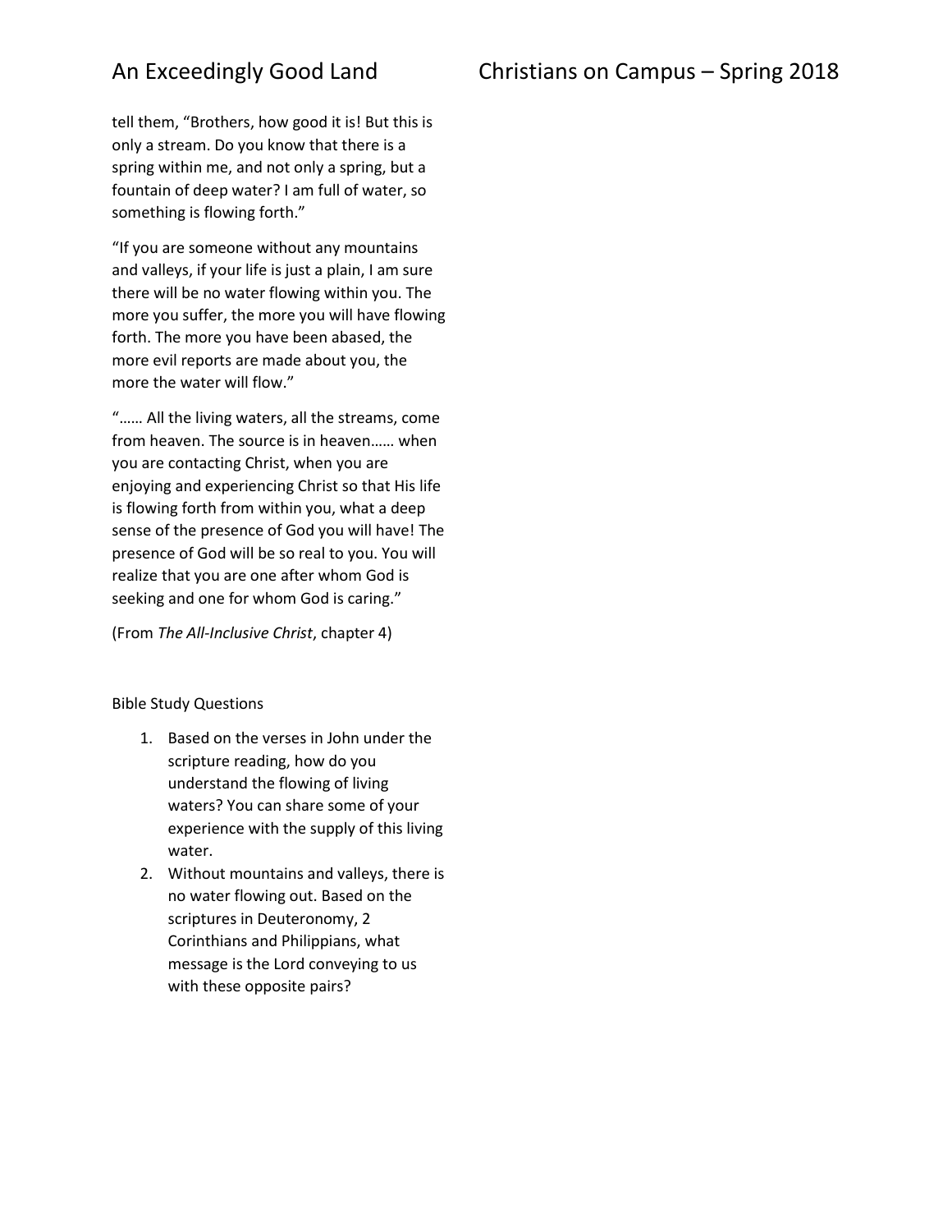tell them, “Brothers, how good it is! But this is only a stream. Do you know that there is a spring within me, and not only a spring, but a fountain of deep water? I am full of water, so something is flowing forth.”

“If you are someone without any mountains and valleys, if your life is just a plain, I am sure there will be no water flowing within you. The more you suffer, the more you will have flowing forth. The more you have been abased, the more evil reports are made about you, the more the water will flow.”

“…… All the living waters, all the streams, come from heaven. The source is in heaven…… when you are contacting Christ, when you are enjoying and experiencing Christ so that His life is flowing forth from within you, what a deep sense of the presence of God you will have! The presence of God will be so real to you. You will realize that you are one after whom God is seeking and one for whom God is caring.”

(From *The All-Inclusive Christ*, chapter 4)

Bible Study Questions

1. Based on the verses in John under the scripture reading, how do you understand the flowing of living waters? You can share some of your experience with the supply of this living water.
2. Without mountains and valleys, there is no water flowing out. Based on the scriptures in Deuteronomy, 2 Corinthians and Philippians, what message is the Lord conveying to us with these opposite pairs?